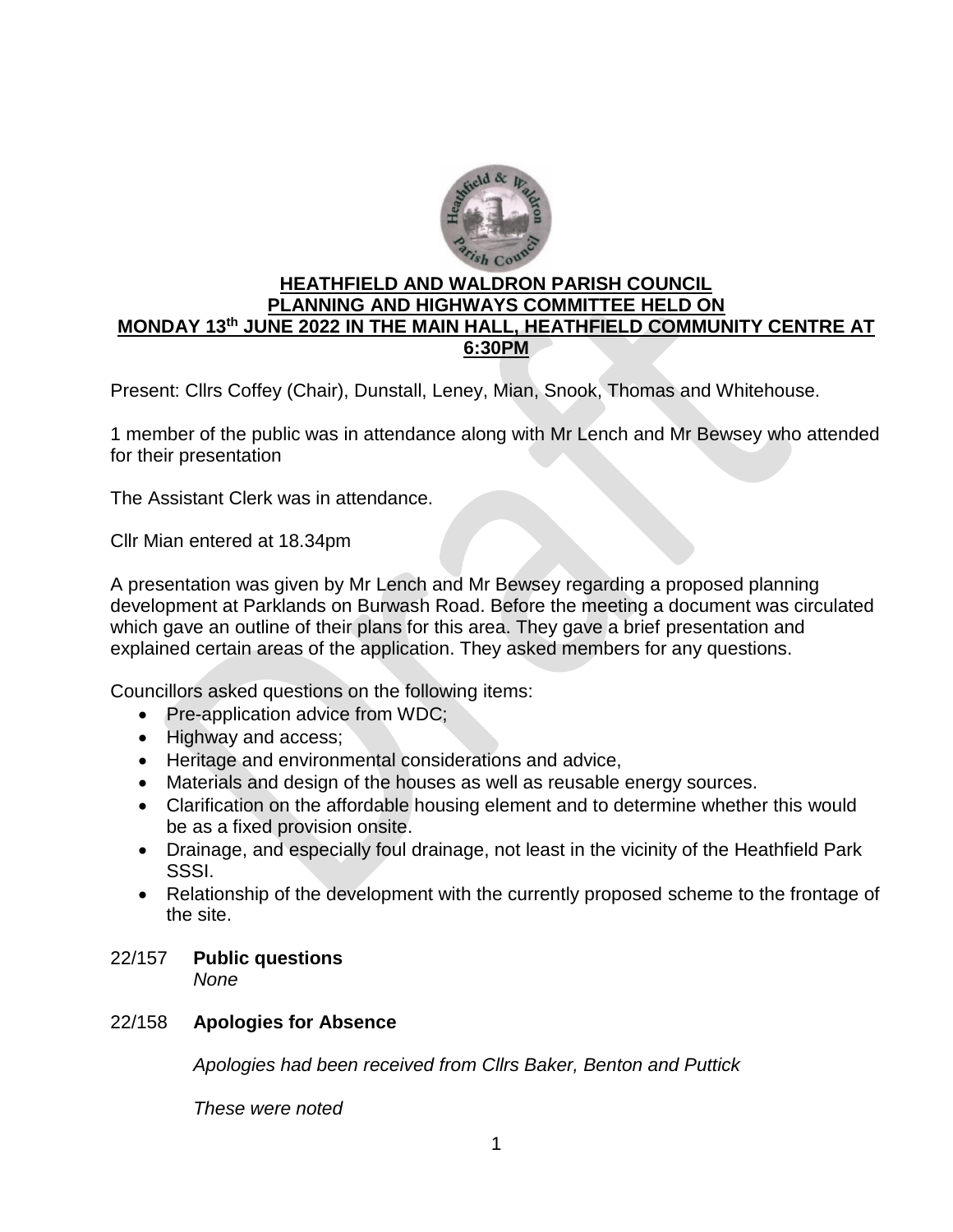# HEATHFIELD AND WALDRON PARISH COUNCIL PLANNING AND HIGHWAYS COMMITTEE HELD ON MONDAY 13th JUNE 2022 IN THE MAIN HALL, HEATHFIELD COMMUNITY CENTRE AT 6:30PM

Present: Cllrs Coffey (Chair), Dunstall, Leney, Mian, Snook, Thomas and Whitehouse.

1 member of the public was in attendance along with Mr Lench and Mr Bewsey who attended for their presentation

The Assistant Clerk was in attendance.

Cllr Mian entered at 18.34pm

A presentation was given by Mr Lench and Mr Bewsey regarding a proposed planning development at Parklands on Burwash Road. Before the meeting a document was circulated which gave an outline of their plans for this area. They gave a brief presentation and explained certain areas of the application. They asked members for any questions.

Councillors asked questions on the following items:

- Pre-application advice from WDC;
- Highway and access;
- Heritage and environmental considerations and advice,
- Materials and design of the houses as well as reusable energy sources.
- Clarification on the affordable housing element and to determine whether this would be as a fixed provision onsite.
- Drainage, and especially foul drainage, not least in the vicinity of the Heathfield Park SSSI.
- Relationship of the development with the currently proposed scheme to the frontage of the site.

22/157 **Public questions**

*None*

22/158 **Apologies for Absence**

*Apologies had been received from Cllrs Baker, Benton and Puttick*

*These were noted*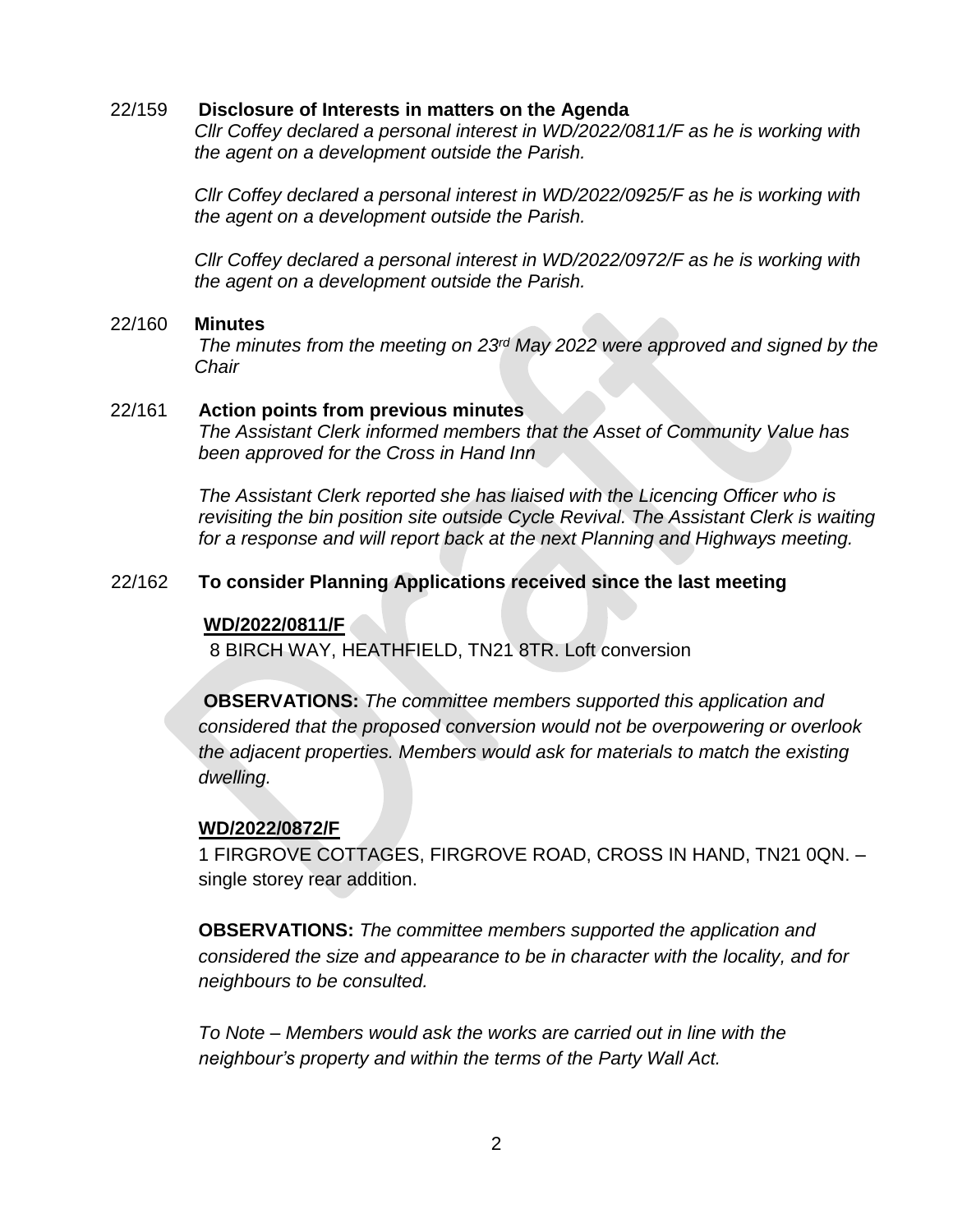22/159 **Disclosure of Interests in matters on the Agenda**

*Cllr Coffey declared a personal interest in WD/2022/0811/F as he is working with the agent on a development outside the Parish.*

*Cllr Coffey declared a personal interest in WD/2022/0925/F as he is working with the agent on a development outside the Parish.*

*Cllr Coffey declared a personal interest in WD/2022/0972/F as he is working with the agent on a development outside the Parish.*

22/160 **Minutes**

*The minutes from the meeting on 23rd May 2022 were approved and signed by the Chair*

22/161 **Action points from previous minutes**

*The Assistant Clerk informed members that the Asset of Community Value has been approved for the Cross in Hand Inn*

*The Assistant Clerk reported she has liaised with the Licencing Officer who is revisiting the bin position site outside Cycle Revival. The Assistant Clerk is waiting for a response and will report back at the next Planning and Highways meeting.*

22/162 **To consider Planning Applications received since the last meeting**

**WD/2022/0811/F**

8 BIRCH WAY, HEATHFIELD, TN21 8TR. Loft conversion

**OBSERVATIONS:** *The committee members supported this application and considered that the proposed conversion would not be overpowering or overlook the adjacent properties. Members would ask for materials to match the existing dwelling.*

**WD/2022/0872/F**

1 FIRGROVE COTTAGES, FIRGROVE ROAD, CROSS IN HAND, TN21 0QN. – single storey rear addition.

**OBSERVATIONS:** *The committee members supported the application and considered the size and appearance to be in character with the locality, and for neighbours to be consulted.*

*To Note – Members would ask the works are carried out in line with the neighbour's property and within the terms of the Party Wall Act.*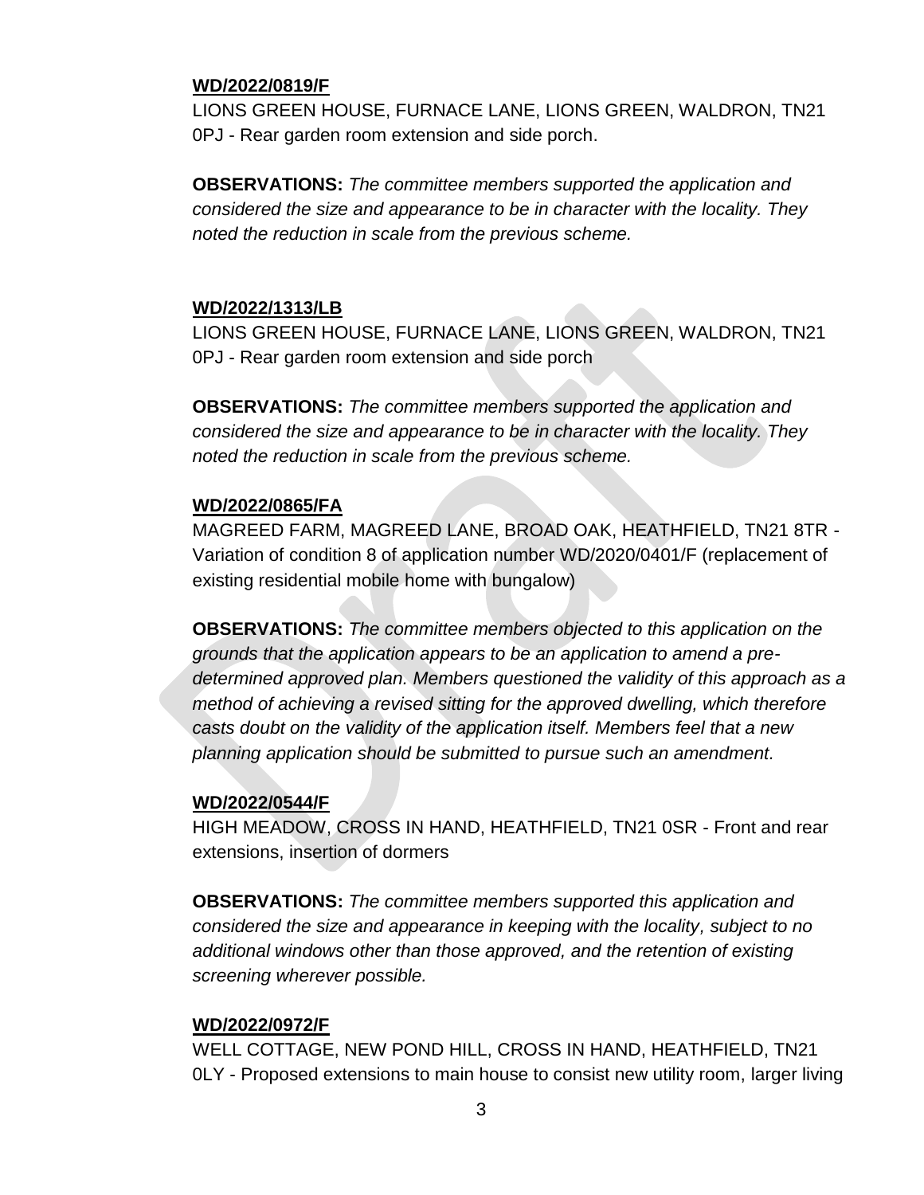**WD/2022/0819/F**

LIONS GREEN HOUSE, FURNACE LANE, LIONS GREEN, WALDRON, TN21 0PJ - Rear garden room extension and side porch.

**OBSERVATIONS:** *The committee members supported the application and considered the size and appearance to be in character with the locality. They noted the reduction in scale from the previous scheme.*

**WD/2022/1313/LB**

LIONS GREEN HOUSE, FURNACE LANE, LIONS GREEN, WALDRON, TN21 0PJ - Rear garden room extension and side porch

**OBSERVATIONS:** *The committee members supported the application and considered the size and appearance to be in character with the locality. They noted the reduction in scale from the previous scheme.*

**WD/2022/0865/FA**

MAGREED FARM, MAGREED LANE, BROAD OAK, HEATHFIELD, TN21 8TR - Variation of condition 8 of application number WD/2020/0401/F (replacement of existing residential mobile home with bungalow)

**OBSERVATIONS:** *The committee members objected to this application on the grounds that the application appears to be an application to amend a pre-determined approved plan. Members questioned the validity of this approach as a method of achieving a revised sitting for the approved dwelling, which therefore casts doubt on the validity of the application itself. Members feel that a new planning application should be submitted to pursue such an amendment.*

**WD/2022/0544/F**

HIGH MEADOW, CROSS IN HAND, HEATHFIELD, TN21 0SR - Front and rear extensions, insertion of dormers

**OBSERVATIONS:** *The committee members supported this application and considered the size and appearance in keeping with the locality, subject to no additional windows other than those approved, and the retention of existing screening wherever possible.*

**WD/2022/0972/F**

WELL COTTAGE, NEW POND HILL, CROSS IN HAND, HEATHFIELD, TN21 0LY - Proposed extensions to main house to consist new utility room, larger living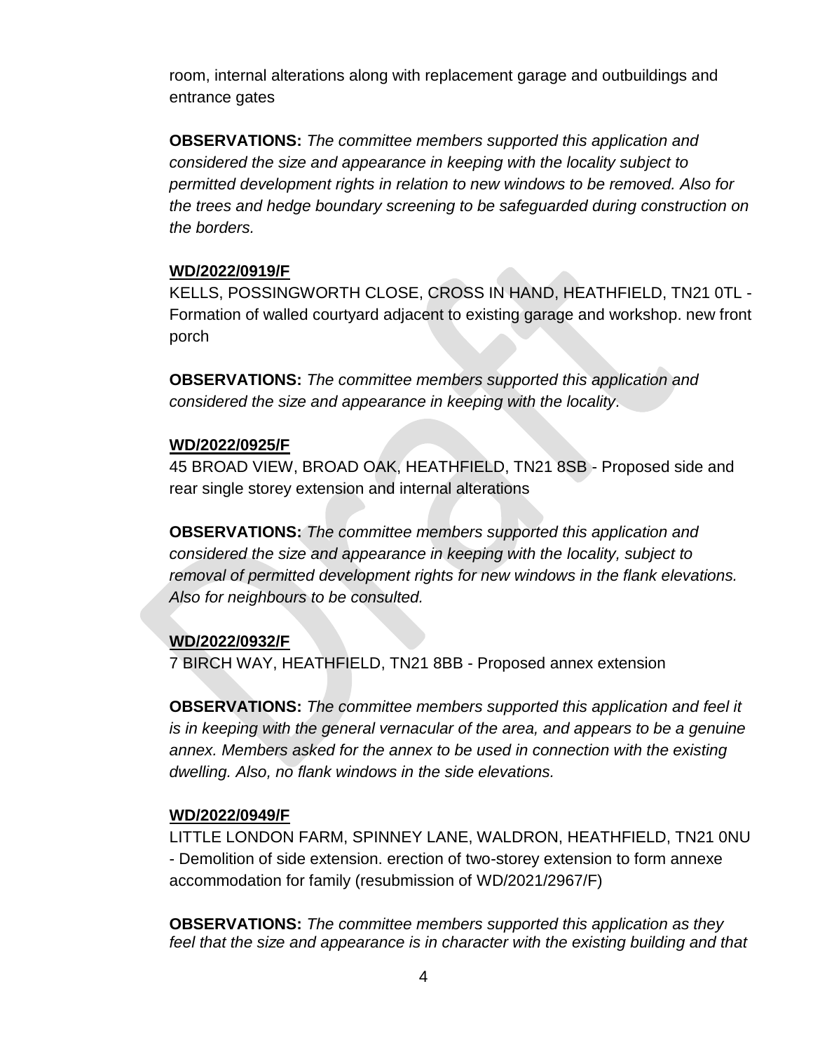room, internal alterations along with replacement garage and outbuildings and entrance gates

**OBSERVATIONS:** *The committee members supported this application and considered the size and appearance in keeping with the locality subject to permitted development rights in relation to new windows to be removed. Also for the trees and hedge boundary screening to be safeguarded during construction on the borders.*

**WD/2022/0919/F**

KELLS, POSSINGWORTH CLOSE, CROSS IN HAND, HEATHFIELD, TN21 0TL - Formation of walled courtyard adjacent to existing garage and workshop. new front porch

**OBSERVATIONS:** *The committee members supported this application and considered the size and appearance in keeping with the locality*.

**WD/2022/0925/F**

45 BROAD VIEW, BROAD OAK, HEATHFIELD, TN21 8SB - Proposed side and rear single storey extension and internal alterations

**OBSERVATIONS:** *The committee members supported this application and considered the size and appearance in keeping with the locality, subject to removal of permitted development rights for new windows in the flank elevations. Also for neighbours to be consulted.*

**WD/2022/0932/F**

7 BIRCH WAY, HEATHFIELD, TN21 8BB - Proposed annex extension

**OBSERVATIONS:** *The committee members supported this application and feel it is in keeping with the general vernacular of the area, and appears to be a genuine annex. Members asked for the annex to be used in connection with the existing dwelling. Also, no flank windows in the side elevations.*

**WD/2022/0949/F**

LITTLE LONDON FARM, SPINNEY LANE, WALDRON, HEATHFIELD, TN21 0NU - Demolition of side extension. erection of two-storey extension to form annexe accommodation for family (resubmission of WD/2021/2967/F)

**OBSERVATIONS:** *The committee members supported this application as they feel that the size and appearance is in character with the existing building and that*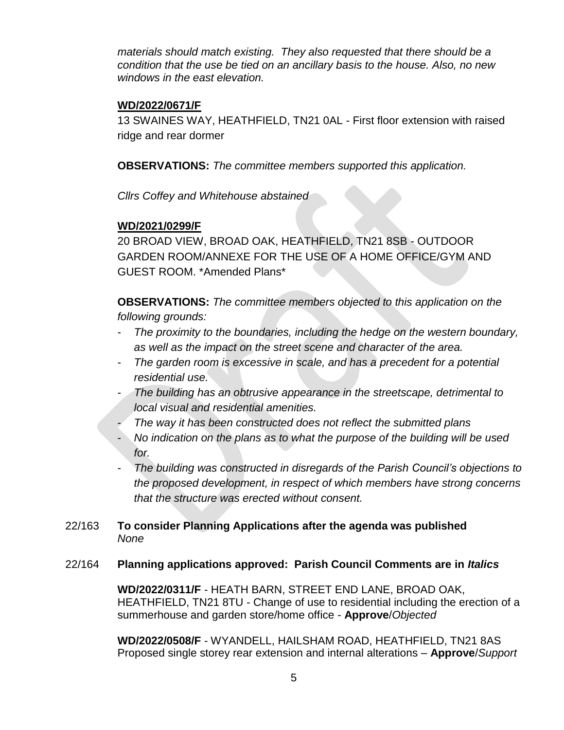*materials should match existing. They also requested that there should be a condition that the use be tied on an ancillary basis to the house. Also, no new windows in the east elevation.*

**WD/2022/0671/F**

13 SWAINES WAY, HEATHFIELD, TN21 0AL - First floor extension with raised ridge and rear dormer

**OBSERVATIONS:** *The committee members supported this application.*

*Cllrs Coffey and Whitehouse abstained*

**WD/2021/0299/F**

20 BROAD VIEW, BROAD OAK, HEATHFIELD, TN21 8SB - OUTDOOR GARDEN ROOM/ANNEXE FOR THE USE OF A HOME OFFICE/GYM AND GUEST ROOM. *Amended Plans*

**OBSERVATIONS:** *The committee members objected to this application on the following grounds:*

- *The proximity to the boundaries, including the hedge on the western boundary, as well as the impact on the street scene and character of the area.*
- *The garden room is excessive in scale, and has a precedent for a potential residential use.*
- *The building has an obtrusive appearance in the streetscape, detrimental to local visual and residential amenities.*
- *The way it has been constructed does not reflect the submitted plans*
- *No indication on the plans as to what the purpose of the building will be used for.*
- *The building was constructed in disregards of the Parish Council's objections to the proposed development, in respect of which members have strong concerns that the structure was erected without consent.*

22/163 **To consider Planning Applications after the agenda was published**
*None*

22/164 **Planning applications approved: Parish Council Comments are in *Italics***

**WD/2022/0311/F** - HEATH BARN, STREET END LANE, BROAD OAK, HEATHFIELD, TN21 8TU - Change of use to residential including the erection of a summerhouse and garden store/home office - **Approve**/*Objected*

**WD/2022/0508/F** - WYANDELL, HAILSHAM ROAD, HEATHFIELD, TN21 8AS Proposed single storey rear extension and internal alterations – **Approve**/*Support*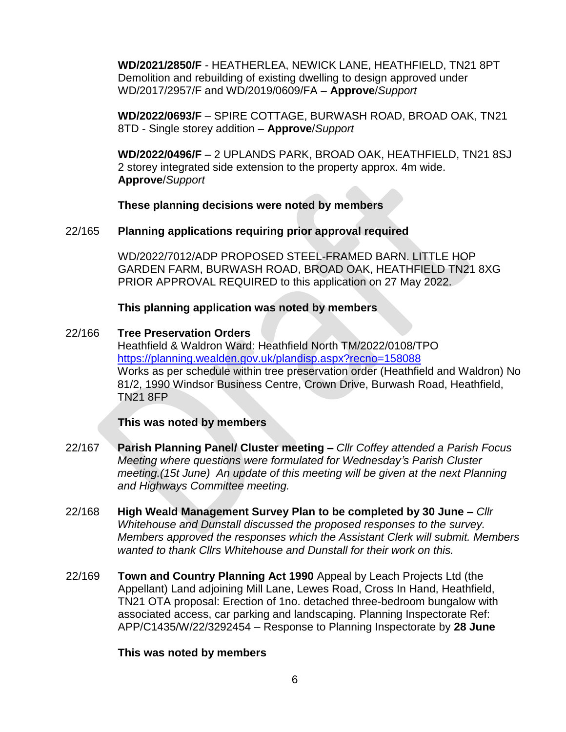**WD/2021/2850/F** - HEATHERLEA, NEWICK LANE, HEATHFIELD, TN21 8PT Demolition and rebuilding of existing dwelling to design approved under WD/2017/2957/F and WD/2019/0609/FA – **Approve**/*Support*

**WD/2022/0693/F** – SPIRE COTTAGE, BURWASH ROAD, BROAD OAK, TN21 8TD - Single storey addition – **Approve**/*Support*

**WD/2022/0496/F** – 2 UPLANDS PARK, BROAD OAK, HEATHFIELD, TN21 8SJ 2 storey integrated side extension to the property approx. 4m wide. **Approve**/*Support*

**These planning decisions were noted by members**

22/165 **Planning applications requiring prior approval required**

WD/2022/7012/ADP PROPOSED STEEL-FRAMED BARN. LITTLE HOP GARDEN FARM, BURWASH ROAD, BROAD OAK, HEATHFIELD TN21 8XG PRIOR APPROVAL REQUIRED to this application on 27 May 2022.

**This planning application was noted by members**

22/166 **Tree Preservation Orders**
Heathfield & Waldron Ward: Heathfield North TM/2022/0108/TPO
https://planning.wealden.gov.uk/plandisp.aspx?recno=158088
Works as per schedule within tree preservation order (Heathfield and Waldron) No 81/2, 1990 Windsor Business Centre, Crown Drive, Burwash Road, Heathfield, TN21 8FP

**This was noted by members**

22/167 **Parish Planning Panel/ Cluster meeting –** *Cllr Coffey attended a Parish Focus Meeting where questions were formulated for Wednesday's Parish Cluster meeting.(15t June) An update of this meeting will be given at the next Planning and Highways Committee meeting.*

22/168 **High Weald Management Survey Plan to be completed by 30 June –** *Cllr Whitehouse and Dunstall discussed the proposed responses to the survey. Members approved the responses which the Assistant Clerk will submit. Members wanted to thank Cllrs Whitehouse and Dunstall for their work on this.*

22/169 **Town and Country Planning Act 1990** Appeal by Leach Projects Ltd (the Appellant) Land adjoining Mill Lane, Lewes Road, Cross In Hand, Heathfield, TN21 OTA proposal: Erection of 1no. detached three-bedroom bungalow with associated access, car parking and landscaping. Planning Inspectorate Ref: APP/C1435/W/22/3292454 – Response to Planning Inspectorate by **28 June**

**This was noted by members**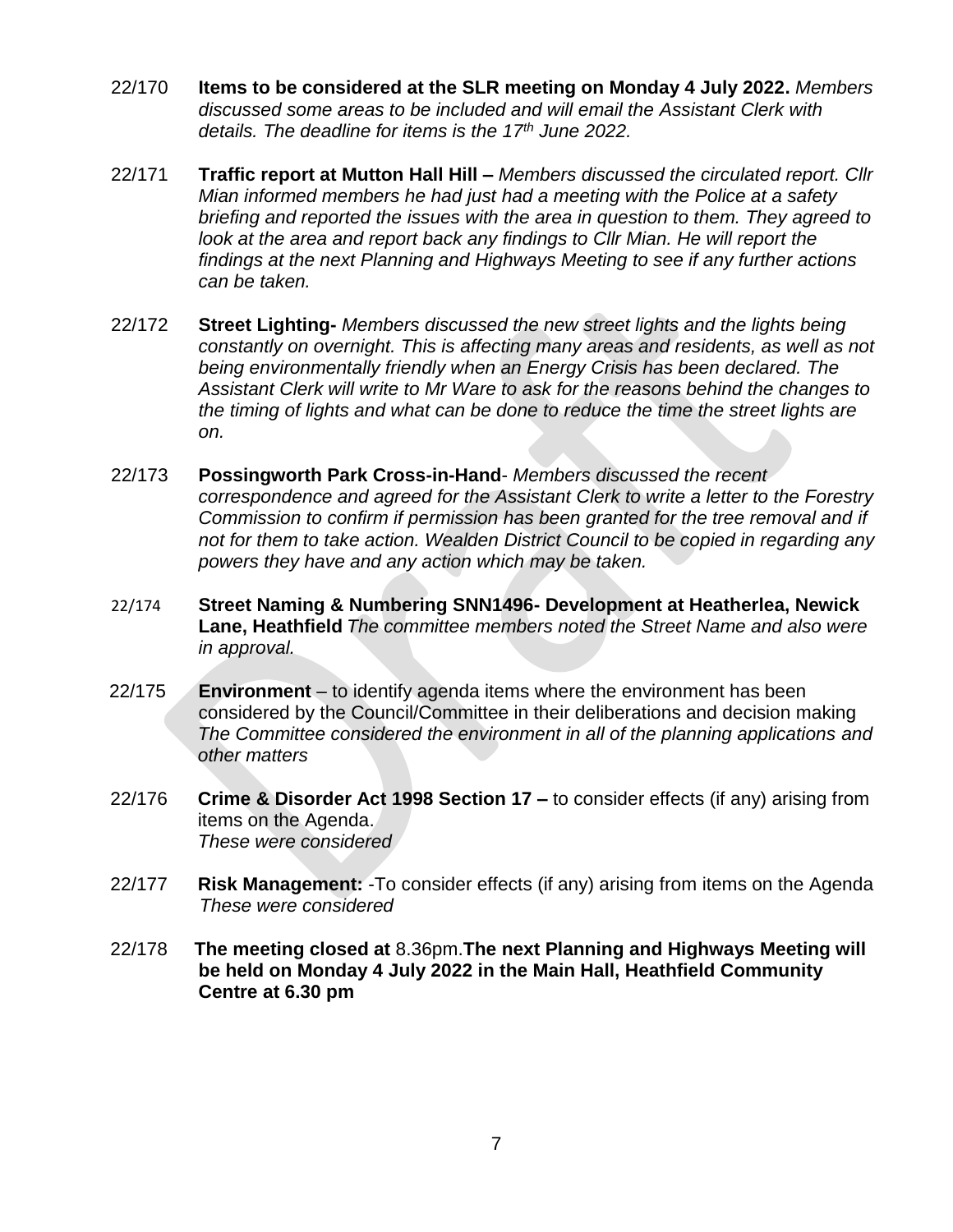22/170 **Items to be considered at the SLR meeting on Monday 4 July 2022.** *Members discussed some areas to be included and will email the Assistant Clerk with details. The deadline for items is the 17th June 2022.*

22/171 **Traffic report at Mutton Hall Hill –** *Members discussed the circulated report. Cllr Mian informed members he had just had a meeting with the Police at a safety briefing and reported the issues with the area in question to them. They agreed to look at the area and report back any findings to Cllr Mian. He will report the findings at the next Planning and Highways Meeting to see if any further actions can be taken.*

22/172 **Street Lighting-** *Members discussed the new street lights and the lights being constantly on overnight. This is affecting many areas and residents, as well as not being environmentally friendly when an Energy Crisis has been declared. The Assistant Clerk will write to Mr Ware to ask for the reasons behind the changes to the timing of lights and what can be done to reduce the time the street lights are on.*

22/173 **Possingworth Park Cross-in-Hand**- *Members discussed the recent correspondence and agreed for the Assistant Clerk to write a letter to the Forestry Commission to confirm if permission has been granted for the tree removal and if not for them to take action. Wealden District Council to be copied in regarding any powers they have and any action which may be taken.*

22/174 **Street Naming & Numbering SNN1496- Development at Heatherlea, Newick Lane, Heathfield** *The committee members noted the Street Name and also were in approval.*

22/175 **Environment** – to identify agenda items where the environment has been considered by the Council/Committee in their deliberations and decision making *The Committee considered the environment in all of the planning applications and other matters*

22/176 **Crime & Disorder Act 1998 Section 17 –** to consider effects (if any) arising from items on the Agenda.
*These were considered*

22/177 **Risk Management:** -To consider effects (if any) arising from items on the Agenda
*These were considered*

22/178 **The meeting closed at** 8.36pm.**The next Planning and Highways Meeting will be held on Monday 4 July 2022 in the Main Hall, Heathfield Community Centre at 6.30 pm**